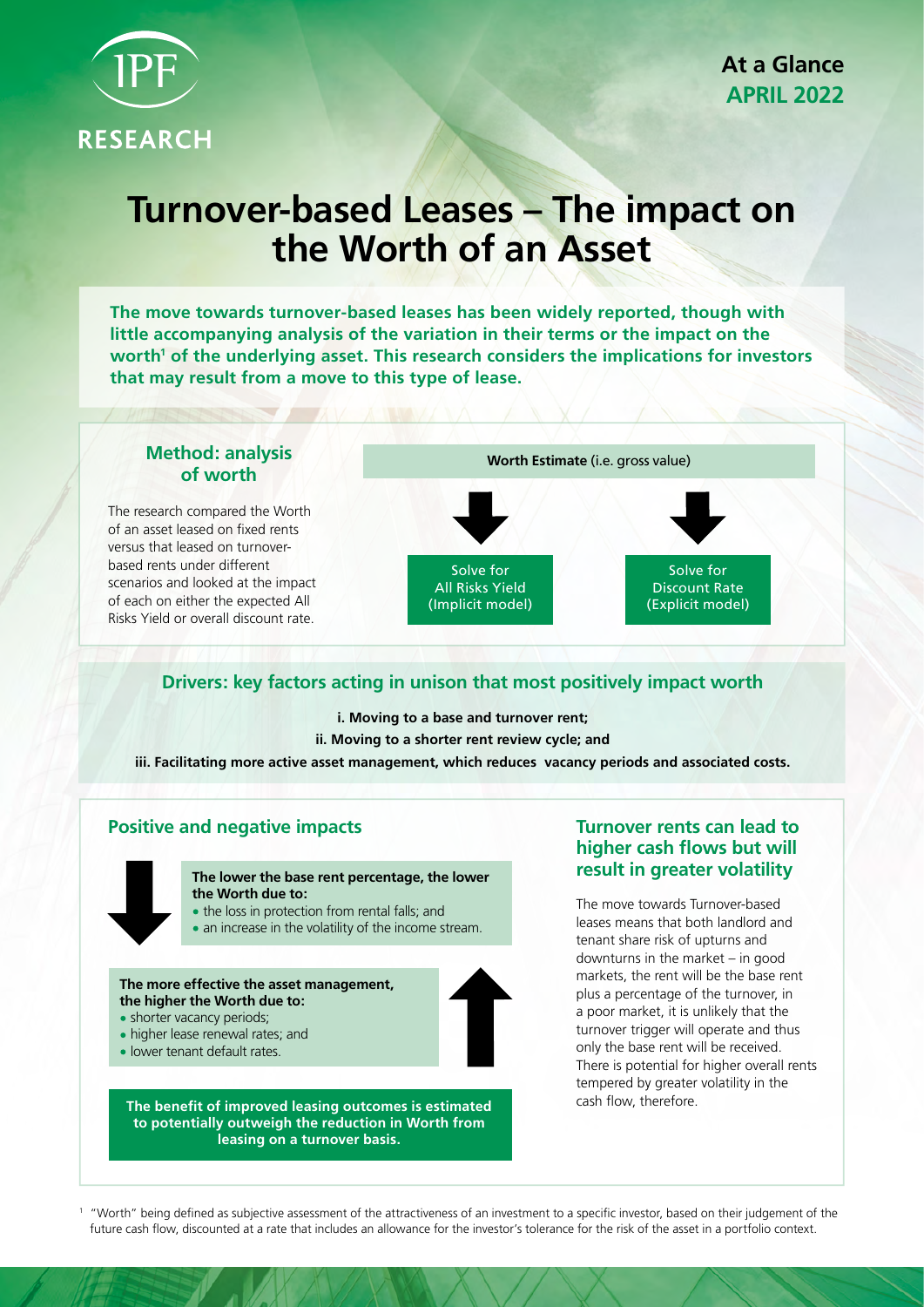IPF RESEARCH

**At a Glance**
**APRIL 2022**

# Turnover-based Leases – The impact on the Worth of an Asset

**The move towards turnover-based leases has been widely reported, though with little accompanying analysis of the variation in their terms or the impact on the worth[1] of the underlying asset. This research considers the implications for investors that may result from a move to this type of lease.**

## Method: analysis of worth

The research compared the Worth of an asset leased on fixed rents versus that leased on turnover-based rents under different scenarios and looked at the impact of each on either the expected All Risks Yield or overall discount rate.

**Worth Estimate** (i.e. gross value)

- Solve for All Risks Yield (Implicit model)
- Solve for Discount Rate (Explicit model)

## Drivers: key factors acting in unison that most positively impact worth

**i. Moving to a base and turnover rent;**

**ii. Moving to a shorter rent review cycle; and**

**iii. Facilitating more active asset management, which reduces vacancy periods and associated costs.**

## Positive and negative impacts

**The lower the base rent percentage, the lower the Worth due to:**

- the loss in protection from rental falls; and
- an increase in the volatility of the income stream.

**The more effective the asset management, the higher the Worth due to:**

- shorter vacancy periods;
- higher lease renewal rates; and
- lower tenant default rates.

**The benefit of improved leasing outcomes is estimated to potentially outweigh the reduction in Worth from leasing on a turnover basis.**

## Turnover rents can lead to higher cash flows but will result in greater volatility

The move towards Turnover-based leases means that both landlord and tenant share risk of upturns and downturns in the market – in good markets, the rent will be the base rent plus a percentage of the turnover, in a poor market, it is unlikely that the turnover trigger will operate and thus only the base rent will be received. There is potential for higher overall rents tempered by greater volatility in the cash flow, therefore.

[1] "Worth" being defined as subjective assessment of the attractiveness of an investment to a specific investor, based on their judgement of the future cash flow, discounted at a rate that includes an allowance for the investor's tolerance for the risk of the asset in a portfolio context.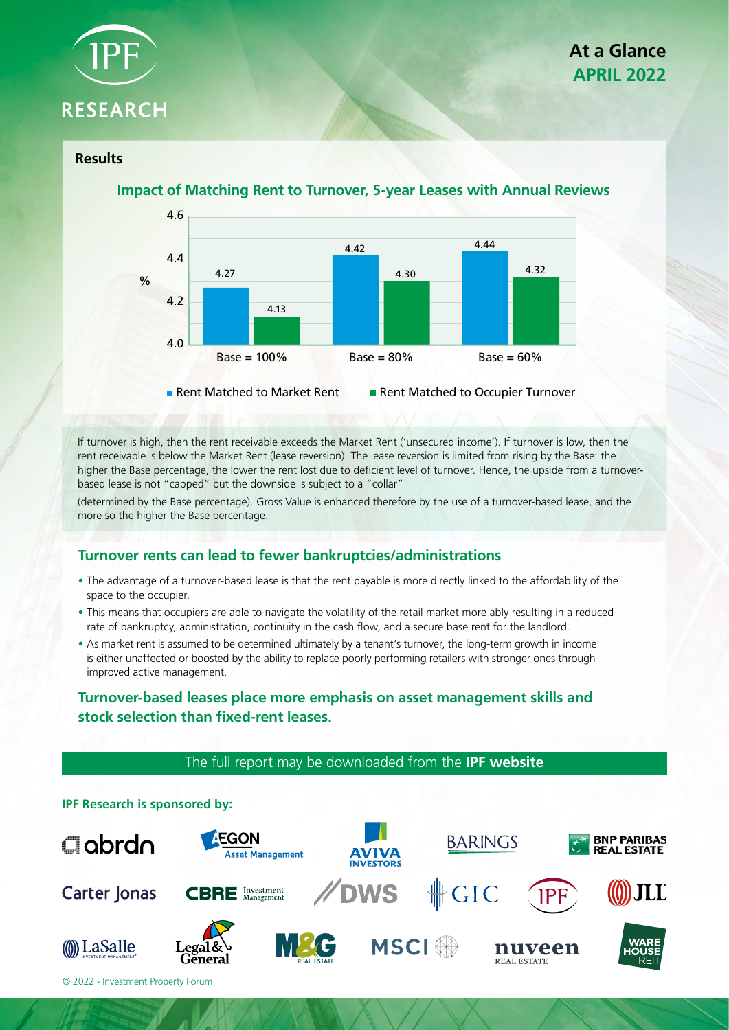# At a Glance
## APRIL 2022

## Results

### Impact of Matching Rent to Turnover, 5-year Leases with Annual Reviews

4.6
4.4
%
4.2
4.0

4.27
4.13
4.42
4.30
4.44
4.32

Base = 100%
Base = 80%
Base = 60%

Rent Matched to Market Rent
Rent Matched to Occupier Turnover

If turnover is high, then the rent receivable exceeds the Market Rent ('unsecured income'). If turnover is low, then the rent receivable is below the Market Rent (lease reversion). The lease reversion is limited from rising by the Base: the higher the Base percentage, the lower the rent lost due to deficient level of turnover. Hence, the upside from a turnover-based lease is not "capped" but the downside is subject to a "collar"

(determined by the Base percentage). Gross Value is enhanced therefore by the use of a turnover-based lease, and the more so the higher the Base percentage.

### Turnover rents can lead to fewer bankruptcies/administrations

- The advantage of a turnover-based lease is that the rent payable is more directly linked to the affordability of the space to the occupier.
- This means that occupiers are able to navigate the volatility of the retail market more ably resulting in a reduced rate of bankruptcy, administration, continuity in the cash flow, and a secure base rent for the landlord.
- As market rent is assumed to be determined ultimately by a tenant's turnover, the long-term growth in income is either unaffected or boosted by the ability to replace poorly performing retailers with stronger ones through improved active management.

### Turnover-based leases place more emphasis on asset management skills and stock selection than fixed-rent leases.

The full report may be downloaded from the **IPF website**

**IPF Research is sponsored by:**

abrdn, AEGON Asset Management, AVIVA INVESTORS, BARINGS, BNP PARIBAS REAL ESTATE, Carter Jonas, CBRE Investment Management, DWS, GIC, IPF, JLL, LaSalle Investment Management, Legal & General, M&G Real Estate, MSCI, nuveen Real Estate, Warehouse REIT

© 2022 - Investment Property Forum